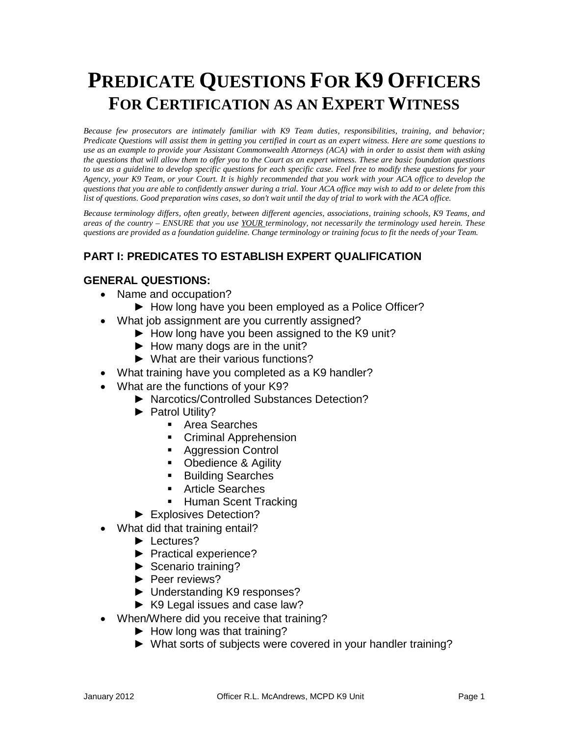# PREDICATE QUESTIONS FOR K9 OFFICERS
## FOR CERTIFICATION AS AN EXPERT WITNESS

*Because few prosecutors are intimately familiar with K9 Team duties, responsibilities, training, and behavior; Predicate Questions will assist them in getting you certified in court as an expert witness. Here are some questions to use as an example to provide your Assistant Commonwealth Attorneys (ACA) with in order to assist them with asking the questions that will allow them to offer you to the Court as an expert witness. These are basic foundation questions to use as a guideline to develop specific questions for each specific case. Feel free to modify these questions for your Agency, your K9 Team, or your Court. It is highly recommended that you work with your ACA office to develop the questions that you are able to confidently answer during a trial. Your ACA office may wish to add to or delete from this list of questions. Good preparation wins cases, so don't wait until the day of trial to work with the ACA office.*

*Because terminology differs, often greatly, between different agencies, associations, training schools, K9 Teams, and areas of the country – ENSURE that you use YOUR terminology, not necessarily the terminology used herein. These questions are provided as a foundation guideline. Change terminology or training focus to fit the needs of your Team.*

### PART I: PREDICATES TO ESTABLISH EXPERT QUALIFICATION

#### GENERAL QUESTIONS:

- Name and occupation?
  - ► How long have you been employed as a Police Officer?
- What job assignment are you currently assigned?
  - ► How long have you been assigned to the K9 unit?
  - ► How many dogs are in the unit?
  - ► What are their various functions?
- What training have you completed as a K9 handler?
- What are the functions of your K9?
  - ► Narcotics/Controlled Substances Detection?
  - ► Patrol Utility?
    - Area Searches
    - Criminal Apprehension
    - Aggression Control
    - Obedience & Agility
    - Building Searches
    - Article Searches
    - Human Scent Tracking
  - ► Explosives Detection?
- What did that training entail?
  - ► Lectures?
  - ► Practical experience?
  - ► Scenario training?
  - ► Peer reviews?
  - ► Understanding K9 responses?
  - ► K9 Legal issues and case law?
- When/Where did you receive that training?
  - ► How long was that training?
  - ► What sorts of subjects were covered in your handler training?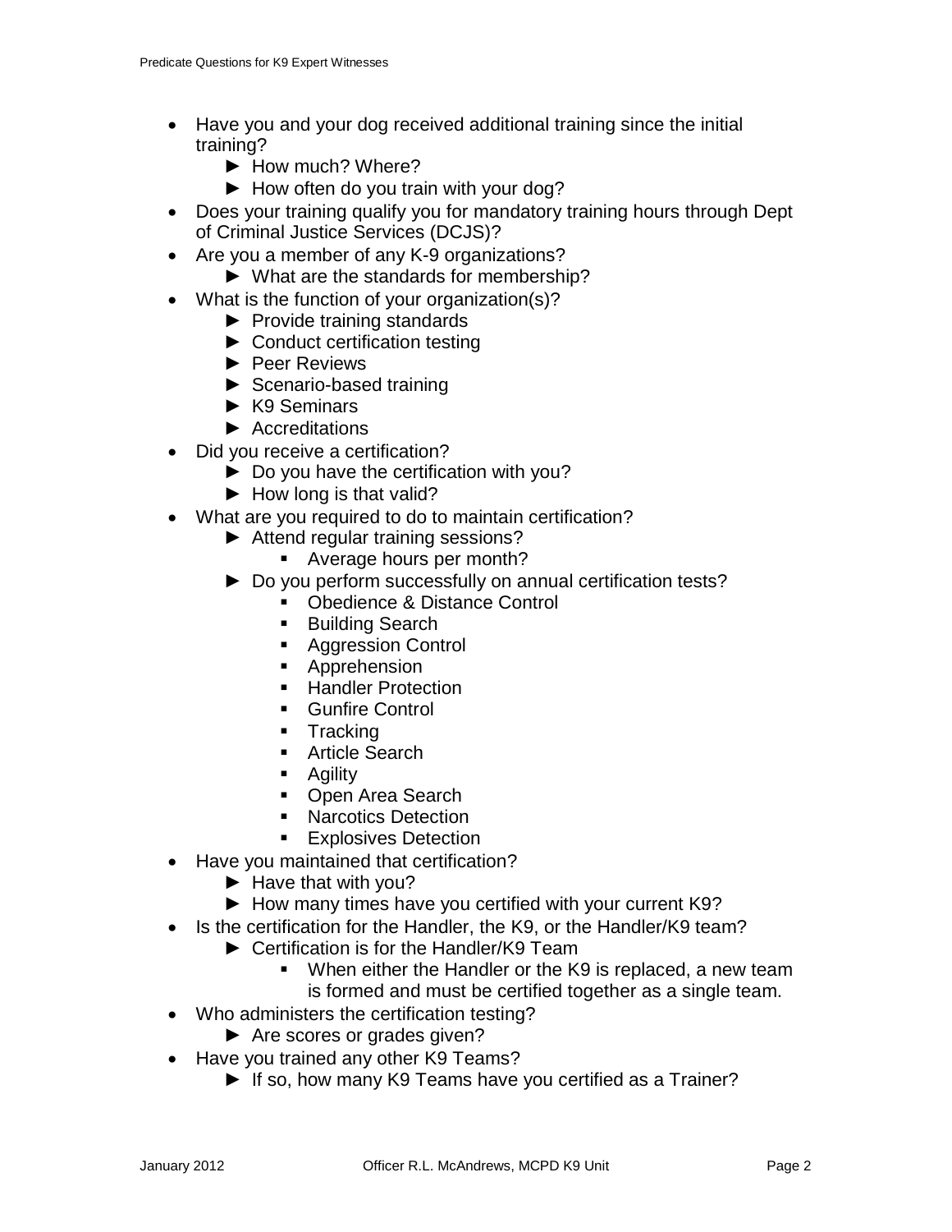- Have you and your dog received additional training since the initial training?
    - ► How much? Where?
    - ► How often do you train with your dog?
- Does your training qualify you for mandatory training hours through Dept of Criminal Justice Services (DCJS)?
- Are you a member of any K-9 organizations?
    - ► What are the standards for membership?
- What is the function of your organization(s)?
    - ► Provide training standards
    - ► Conduct certification testing
    - ► Peer Reviews
    - ► Scenario-based training
    - ► K9 Seminars
    - ► Accreditations
- Did you receive a certification?
    - ► Do you have the certification with you?
    - ► How long is that valid?
- What are you required to do to maintain certification?
    - ► Attend regular training sessions?
        - Average hours per month?
    - ► Do you perform successfully on annual certification tests?
        - Obedience & Distance Control
        - Building Search
        - Aggression Control
        - Apprehension
        - Handler Protection
        - Gunfire Control
        - Tracking
        - Article Search
        - Agility
        - Open Area Search
        - Narcotics Detection
        - Explosives Detection
- Have you maintained that certification?
    - ► Have that with you?
    - ► How many times have you certified with your current K9?
- Is the certification for the Handler, the K9, or the Handler/K9 team?
    - ► Certification is for the Handler/K9 Team
        - When either the Handler or the K9 is replaced, a new team is formed and must be certified together as a single team.
- Who administers the certification testing?
    - ► Are scores or grades given?
- Have you trained any other K9 Teams?
    - ► If so, how many K9 Teams have you certified as a Trainer?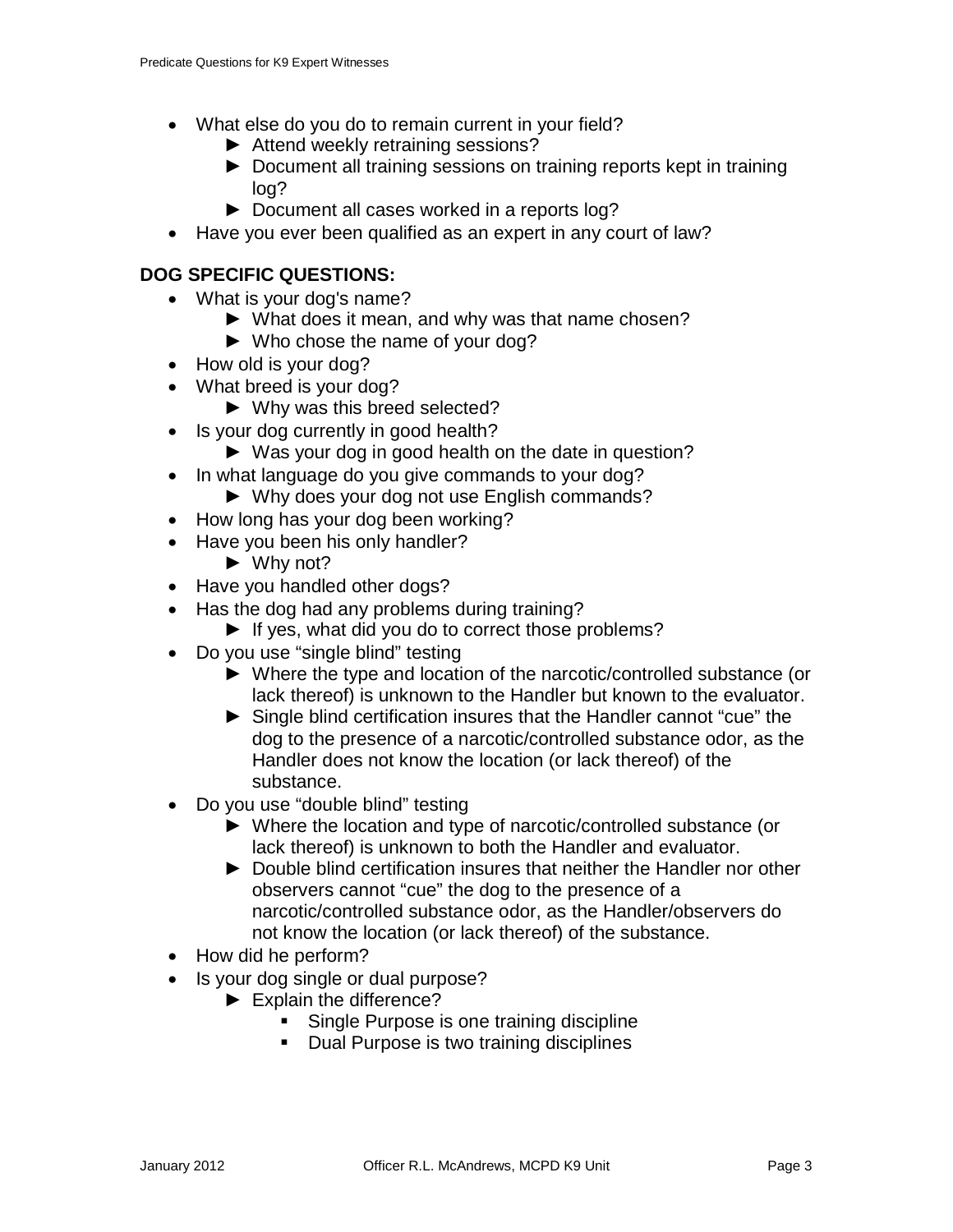- What else do you do to remain current in your field?
  - ► Attend weekly retraining sessions?
  - ► Document all training sessions on training reports kept in training log?
  - ► Document all cases worked in a reports log?
- Have you ever been qualified as an expert in any court of law?

**DOG SPECIFIC QUESTIONS:**

- What is your dog's name?
  - ► What does it mean, and why was that name chosen?
  - ► Who chose the name of your dog?
- How old is your dog?
- What breed is your dog?
  - ► Why was this breed selected?
- Is your dog currently in good health?
  - ► Was your dog in good health on the date in question?
- In what language do you give commands to your dog?
  - ► Why does your dog not use English commands?
- How long has your dog been working?
- Have you been his only handler?
  - ► Why not?
- Have you handled other dogs?
- Has the dog had any problems during training?
  - ► If yes, what did you do to correct those problems?
- Do you use "single blind" testing
  - ► Where the type and location of the narcotic/controlled substance (or lack thereof) is unknown to the Handler but known to the evaluator.
  - ► Single blind certification insures that the Handler cannot "cue" the dog to the presence of a narcotic/controlled substance odor, as the Handler does not know the location (or lack thereof) of the substance.
- Do you use "double blind" testing
  - ► Where the location and type of narcotic/controlled substance (or lack thereof) is unknown to both the Handler and evaluator.
  - ► Double blind certification insures that neither the Handler nor other observers cannot "cue" the dog to the presence of a narcotic/controlled substance odor, as the Handler/observers do not know the location (or lack thereof) of the substance.
- How did he perform?
- Is your dog single or dual purpose?
  - ► Explain the difference?
    - Single Purpose is one training discipline
    - Dual Purpose is two training disciplines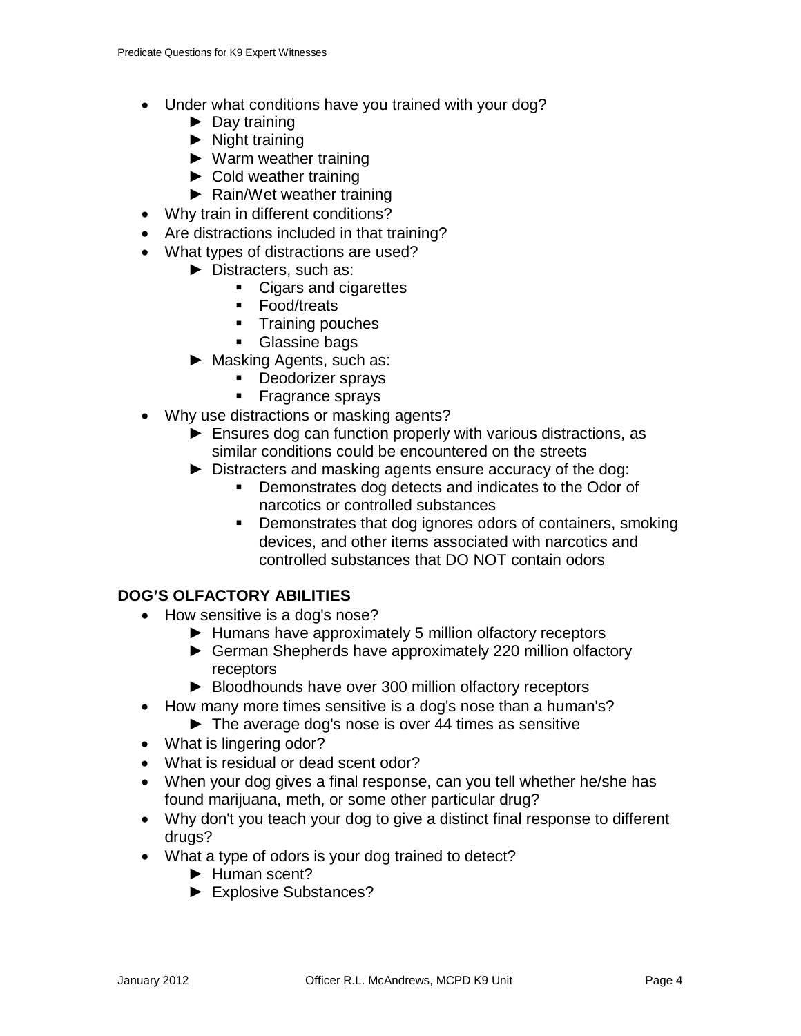- Under what conditions have you trained with your dog?
  - ► Day training
  - ► Night training
  - ► Warm weather training
  - ► Cold weather training
  - ► Rain/Wet weather training
- Why train in different conditions?
- Are distractions included in that training?
- What types of distractions are used?
  - ► Distracters, such as:
    - Cigars and cigarettes
    - Food/treats
    - Training pouches
    - Glassine bags
  - ► Masking Agents, such as:
    - Deodorizer sprays
    - Fragrance sprays
- Why use distractions or masking agents?
  - ► Ensures dog can function properly with various distractions, as similar conditions could be encountered on the streets
  - ► Distracters and masking agents ensure accuracy of the dog:
    - Demonstrates dog detects and indicates to the Odor of narcotics or controlled substances
    - Demonstrates that dog ignores odors of containers, smoking devices, and other items associated with narcotics and controlled substances that DO NOT contain odors

**DOG'S OLFACTORY ABILITIES**

- How sensitive is a dog's nose?
  - ► Humans have approximately 5 million olfactory receptors
  - ► German Shepherds have approximately 220 million olfactory receptors
  - ► Bloodhounds have over 300 million olfactory receptors
- How many more times sensitive is a dog's nose than a human's?
  - ► The average dog's nose is over 44 times as sensitive
- What is lingering odor?
- What is residual or dead scent odor?
- When your dog gives a final response, can you tell whether he/she has found marijuana, meth, or some other particular drug?
- Why don't you teach your dog to give a distinct final response to different drugs?
- What a type of odors is your dog trained to detect?
  - ► Human scent?
  - ► Explosive Substances?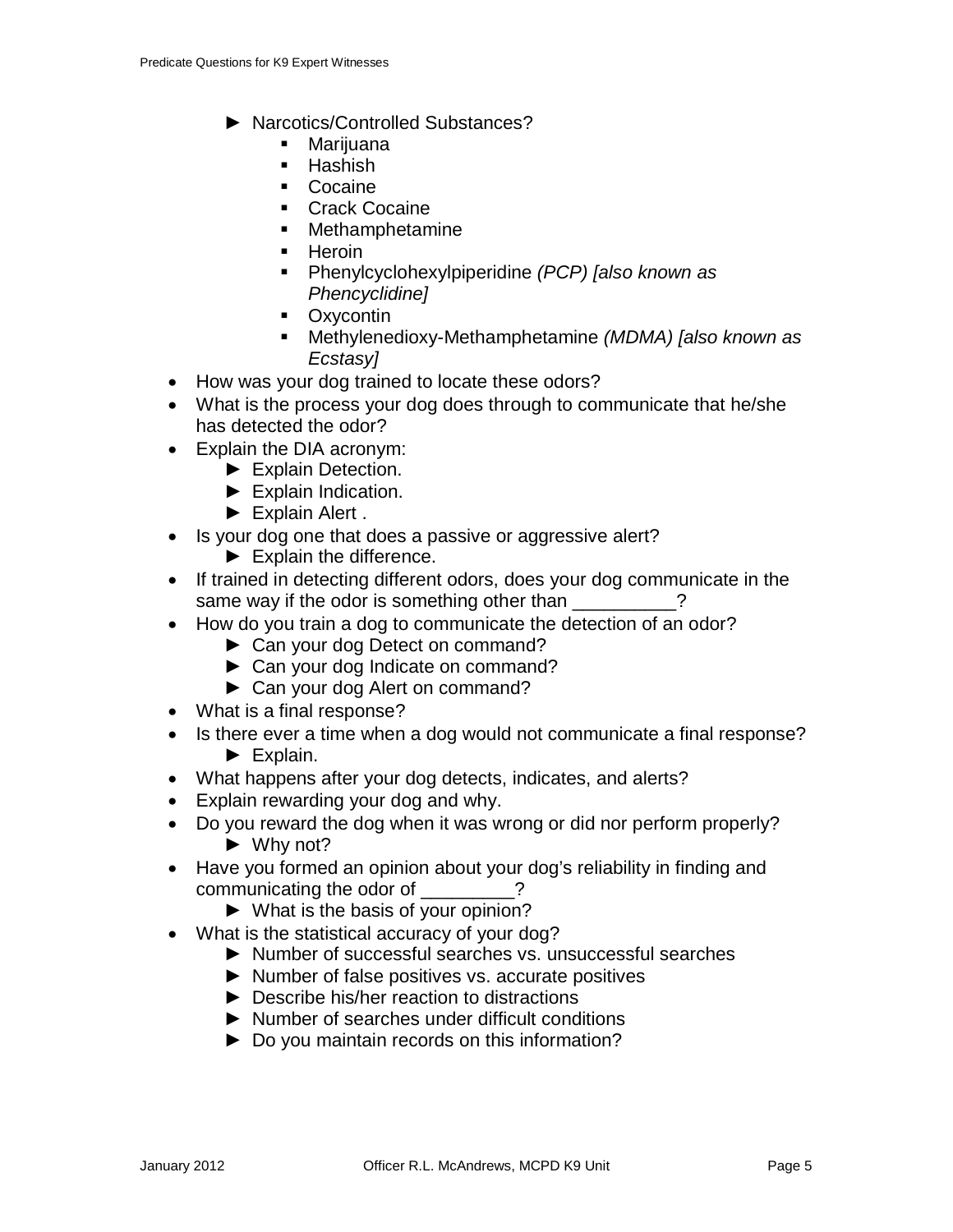- ► Narcotics/Controlled Substances?
     - Marijuana
     - Hashish
     - Cocaine
     - Crack Cocaine
     - Methamphetamine
     - Heroin
     - Phenylcyclohexylpiperidine *(PCP) [also known as Phencyclidine]*
     - Oxycontin
     - Methylenedioxy-Methamphetamine *(MDMA) [also known as Ecstasy]*
- How was your dog trained to locate these odors?
- What is the process your dog does through to communicate that he/she has detected the odor?
- Explain the DIA acronym:
  - ► Explain Detection.
  - ► Explain Indication.
  - ► Explain Alert .
- Is your dog one that does a passive or aggressive alert?
  - ► Explain the difference.
- If trained in detecting different odors, does your dog communicate in the same way if the odor is something other than __________?
- How do you train a dog to communicate the detection of an odor?
  - ► Can your dog Detect on command?
  - ► Can your dog Indicate on command?
  - ► Can your dog Alert on command?
- What is a final response?
- Is there ever a time when a dog would not communicate a final response?
  - ► Explain.
- What happens after your dog detects, indicates, and alerts?
- Explain rewarding your dog and why.
- Do you reward the dog when it was wrong or did nor perform properly?
  - ► Why not?
- Have you formed an opinion about your dog's reliability in finding and communicating the odor of _________?
  - ► What is the basis of your opinion?
- What is the statistical accuracy of your dog?
  - ► Number of successful searches vs. unsuccessful searches
  - ► Number of false positives vs. accurate positives
  - ► Describe his/her reaction to distractions
  - ► Number of searches under difficult conditions
  - ► Do you maintain records on this information?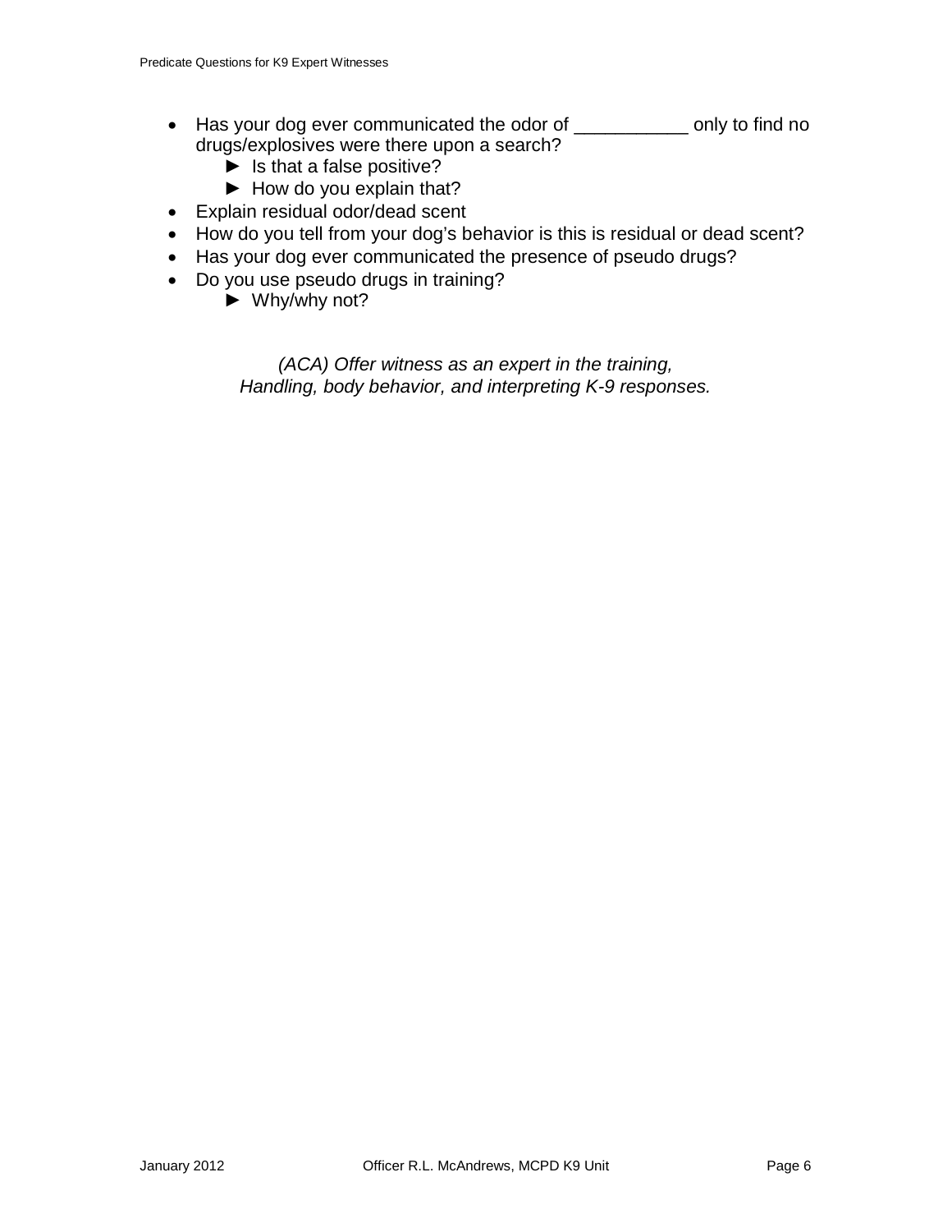- Has your dog ever communicated the odor of ___________ only to find no drugs/explosives were there upon a search?
  - ► Is that a false positive?
  - ► How do you explain that?
- Explain residual odor/dead scent
- How do you tell from your dog's behavior is this is residual or dead scent?
- Has your dog ever communicated the presence of pseudo drugs?
- Do you use pseudo drugs in training?
  - ► Why/why not?

*(ACA) Offer witness as an expert in the training, Handling, body behavior, and interpreting K-9 responses.*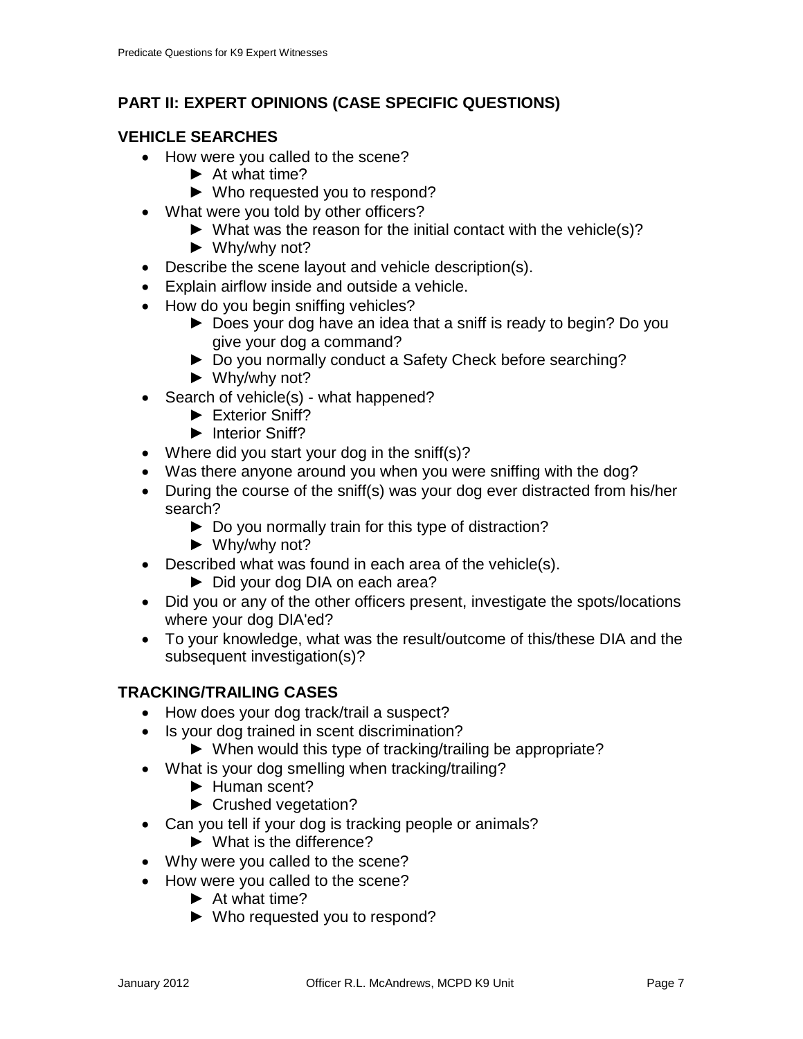## PART II: EXPERT OPINIONS (CASE SPECIFIC QUESTIONS)

### VEHICLE SEARCHES

- How were you called to the scene?
  - ► At what time?
  - ► Who requested you to respond?
- What were you told by other officers?
  - ► What was the reason for the initial contact with the vehicle(s)?
  - ► Why/why not?
- Describe the scene layout and vehicle description(s).
- Explain airflow inside and outside a vehicle.
- How do you begin sniffing vehicles?
  - ► Does your dog have an idea that a sniff is ready to begin? Do you give your dog a command?
  - ► Do you normally conduct a Safety Check before searching?
  - ► Why/why not?
- Search of vehicle(s) - what happened?
  - ► Exterior Sniff?
  - ► Interior Sniff?
- Where did you start your dog in the sniff(s)?
- Was there anyone around you when you were sniffing with the dog?
- During the course of the sniff(s) was your dog ever distracted from his/her search?
  - ► Do you normally train for this type of distraction?
  - ► Why/why not?
- Described what was found in each area of the vehicle(s).
  - ► Did your dog DIA on each area?
- Did you or any of the other officers present, investigate the spots/locations where your dog DIA'ed?
- To your knowledge, what was the result/outcome of this/these DIA and the subsequent investigation(s)?

### TRACKING/TRAILING CASES

- How does your dog track/trail a suspect?
- Is your dog trained in scent discrimination?
  - ► When would this type of tracking/trailing be appropriate?
- What is your dog smelling when tracking/trailing?
  - ► Human scent?
  - ► Crushed vegetation?
- Can you tell if your dog is tracking people or animals?
  - ► What is the difference?
- Why were you called to the scene?
- How were you called to the scene?
  - ► At what time?
  - ► Who requested you to respond?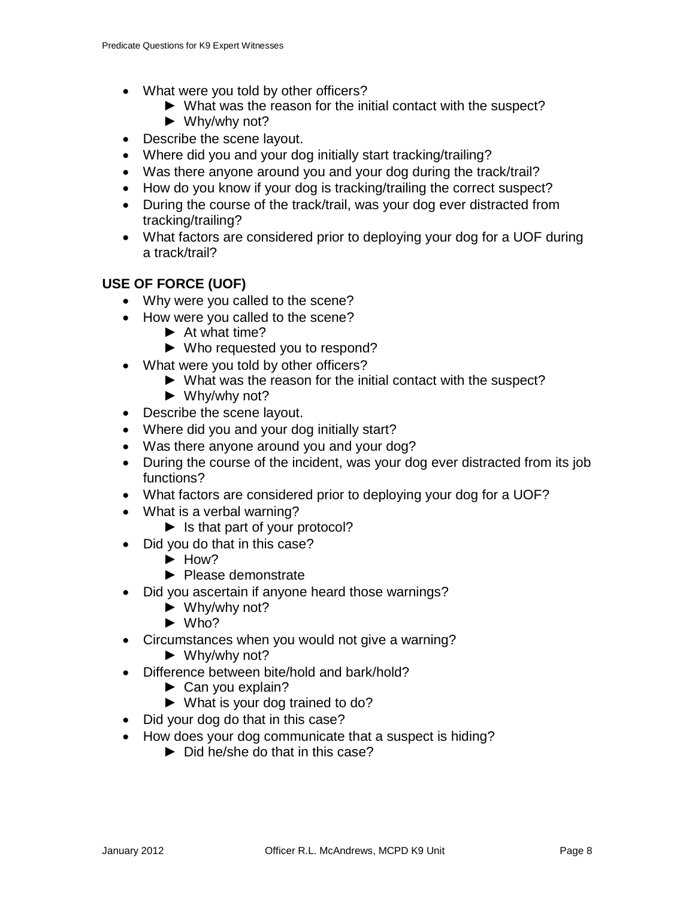- What were you told by other officers?
  - ► What was the reason for the initial contact with the suspect?
  - ► Why/why not?
- Describe the scene layout.
- Where did you and your dog initially start tracking/trailing?
- Was there anyone around you and your dog during the track/trail?
- How do you know if your dog is tracking/trailing the correct suspect?
- During the course of the track/trail, was your dog ever distracted from tracking/trailing?
- What factors are considered prior to deploying your dog for a UOF during a track/trail?

**USE OF FORCE (UOF)**

- Why were you called to the scene?
- How were you called to the scene?
  - ► At what time?
  - ► Who requested you to respond?
- What were you told by other officers?
  - ► What was the reason for the initial contact with the suspect?
  - ► Why/why not?
- Describe the scene layout.
- Where did you and your dog initially start?
- Was there anyone around you and your dog?
- During the course of the incident, was your dog ever distracted from its job functions?
- What factors are considered prior to deploying your dog for a UOF?
- What is a verbal warning?
  - ► Is that part of your protocol?
- Did you do that in this case?
  - ► How?
  - ► Please demonstrate
- Did you ascertain if anyone heard those warnings?
  - ► Why/why not?
  - ► Who?
- Circumstances when you would not give a warning?
  - ► Why/why not?
- Difference between bite/hold and bark/hold?
  - ► Can you explain?
  - ► What is your dog trained to do?
- Did your dog do that in this case?
- How does your dog communicate that a suspect is hiding?
  - ► Did he/she do that in this case?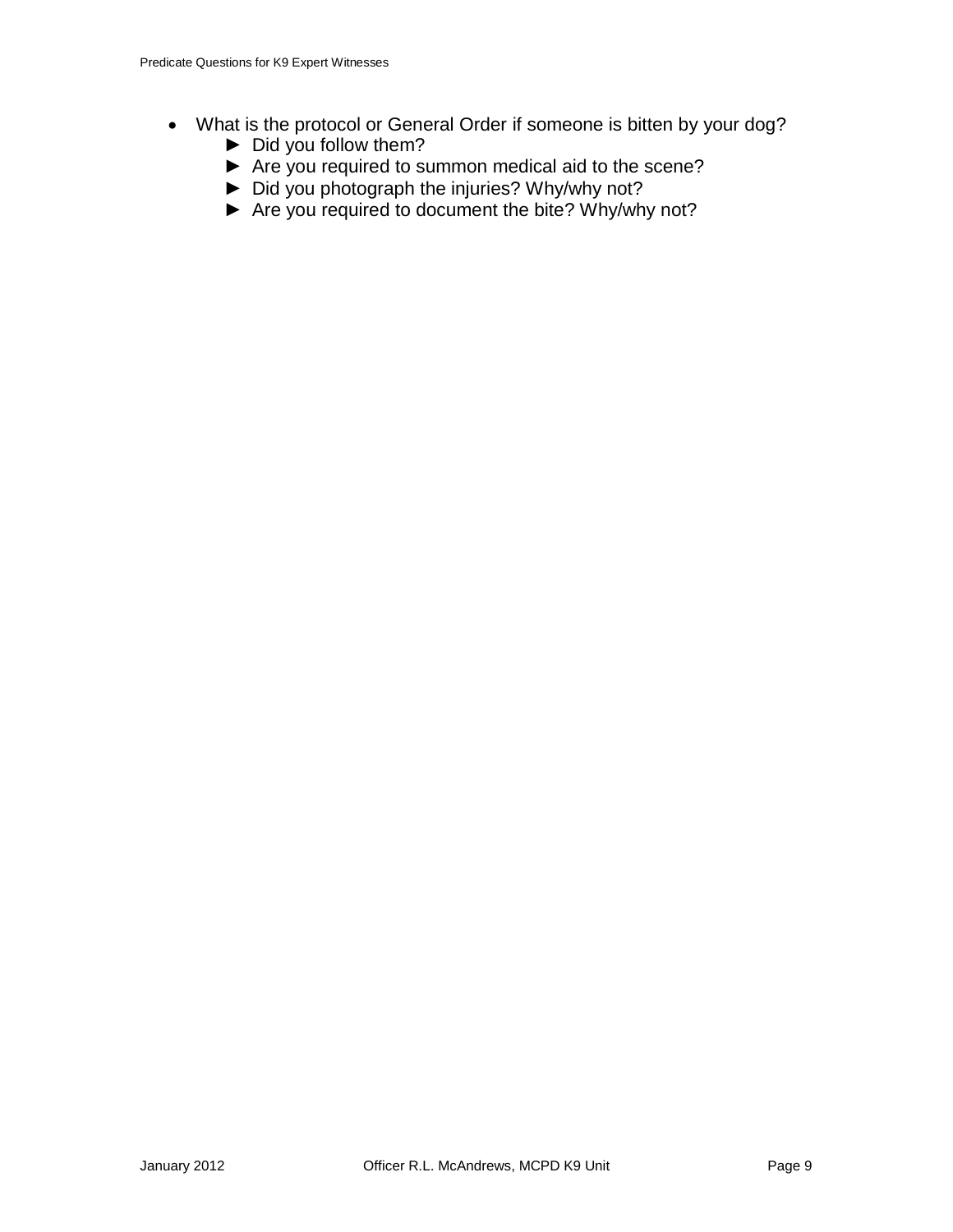- What is the protocol or General Order if someone is bitten by your dog?
  - ► Did you follow them?
  - ► Are you required to summon medical aid to the scene?
  - ► Did you photograph the injuries? Why/why not?
  - ► Are you required to document the bite? Why/why not?